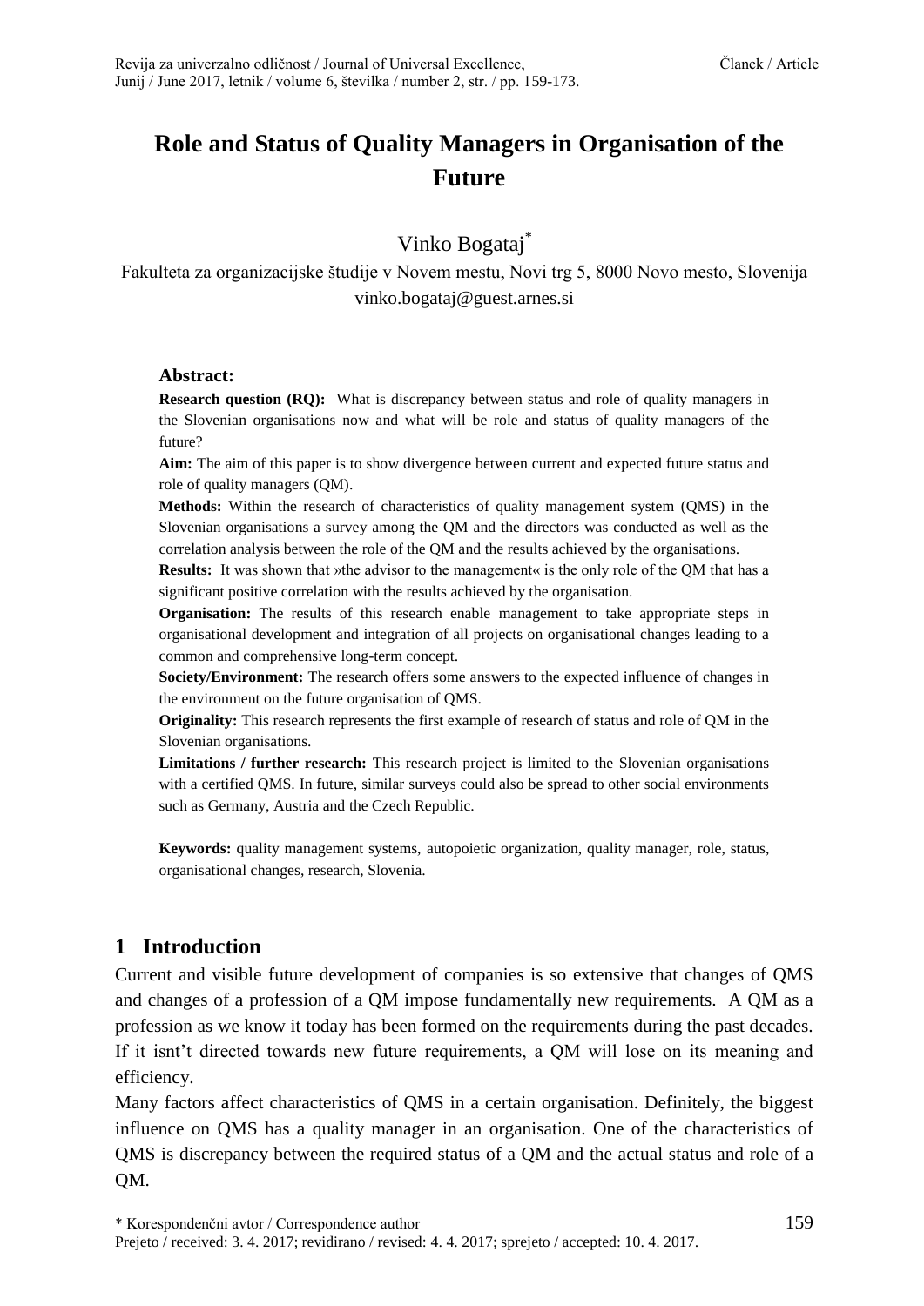# Role and Status of Quality Managers in Organisation of the Future

Vinko Bogataj*

Fakulteta za organizacijske študije v Novem mestu, Novi trg 5, 8000 Novo mesto, Slovenija
vinko.bogataj@guest.arnes.si

**Abstract:**

**Research question (RQ):** What is discrepancy between status and role of quality managers in the Slovenian organisations now and what will be role and status of quality managers of the future?

**Aim:** The aim of this paper is to show divergence between current and expected future status and role of quality managers (QM).

**Methods:** Within the research of characteristics of quality management system (QMS) in the Slovenian organisations a survey among the QM and the directors was conducted as well as the correlation analysis between the role of the QM and the results achieved by the organisations.

**Results:** It was shown that »the advisor to the management« is the only role of the QM that has a significant positive correlation with the results achieved by the organisation.

**Organisation:** The results of this research enable management to take appropriate steps in organisational development and integration of all projects on organisational changes leading to a common and comprehensive long-term concept.

**Society/Environment:** The research offers some answers to the expected influence of changes in the environment on the future organisation of QMS.

**Originality:** This research represents the first example of research of status and role of QM in the Slovenian organisations.

**Limitations / further research:** This research project is limited to the Slovenian organisations with a certified QMS. In future, similar surveys could also be spread to other social environments such as Germany, Austria and the Czech Republic.

**Keywords:** quality management systems, autopoietic organization, quality manager, role, status, organisational changes, research, Slovenia.

## 1 Introduction

Current and visible future development of companies is so extensive that changes of QMS and changes of a profession of a QM impose fundamentally new requirements. A QM as a profession as we know it today has been formed on the requirements during the past decades. If it isn't directed towards new future requirements, a QM will lose on its meaning and efficiency.

Many factors affect characteristics of QMS in a certain organisation. Definitely, the biggest influence on QMS has a quality manager in an organisation. One of the characteristics of QMS is discrepancy between the required status of a QM and the actual status and role of a QM.

* Korespondenčni avtor / Correspondence author

Prejeto / received: 3. 4. 2017; revidirano / revised: 4. 4. 2017; sprejeto / accepted: 10. 4. 2017.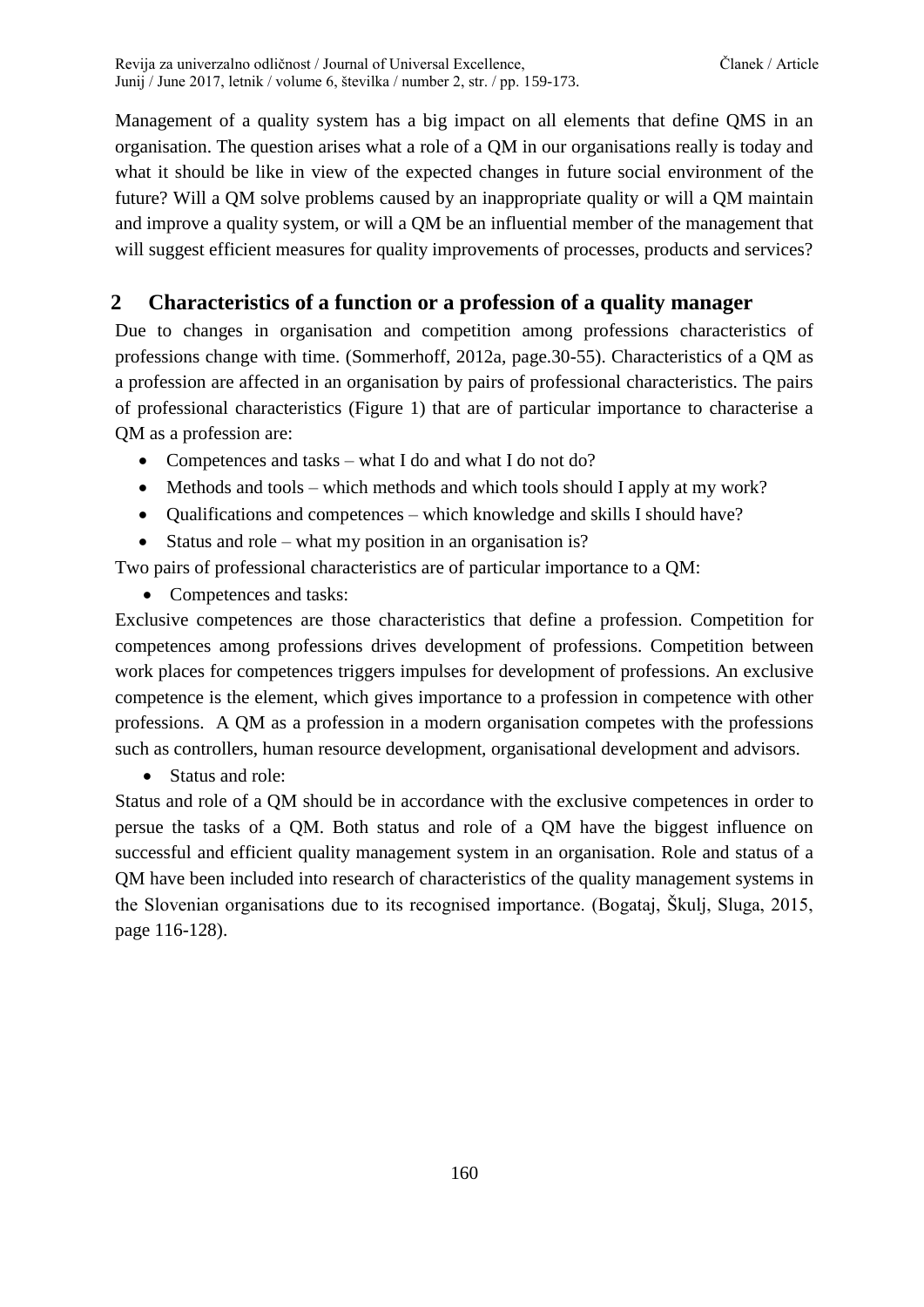Management of a quality system has a big impact on all elements that define QMS in an organisation. The question arises what a role of a QM in our organisations really is today and what it should be like in view of the expected changes in future social environment of the future? Will a QM solve problems caused by an inappropriate quality or will a QM maintain and improve a quality system, or will a QM be an influential member of the management that will suggest efficient measures for quality improvements of processes, products and services?

## 2 Characteristics of a function or a profession of a quality manager

Due to changes in organisation and competition among professions characteristics of professions change with time. (Sommerhoff, 2012a, page.30-55). Characteristics of a QM as a profession are affected in an organisation by pairs of professional characteristics. The pairs of professional characteristics (Figure 1) that are of particular importance to characterise a QM as a profession are:

- Competences and tasks – what I do and what I do not do?
- Methods and tools – which methods and which tools should I apply at my work?
- Qualifications and competences – which knowledge and skills I should have?
- Status and role – what my position in an organisation is?

Two pairs of professional characteristics are of particular importance to a QM:

- Competences and tasks:

Exclusive competences are those characteristics that define a profession. Competition for competences among professions drives development of professions. Competition between work places for competences triggers impulses for development of professions. An exclusive competence is the element, which gives importance to a profession in competence with other professions. A QM as a profession in a modern organisation competes with the professions such as controllers, human resource development, organisational development and advisors.

- Status and role:

Status and role of a QM should be in accordance with the exclusive competences in order to persue the tasks of a QM. Both status and role of a QM have the biggest influence on successful and efficient quality management system in an organisation. Role and status of a QM have been included into research of characteristics of the quality management systems in the Slovenian organisations due to its recognised importance. (Bogataj, Škulj, Sluga, 2015, page 116-128).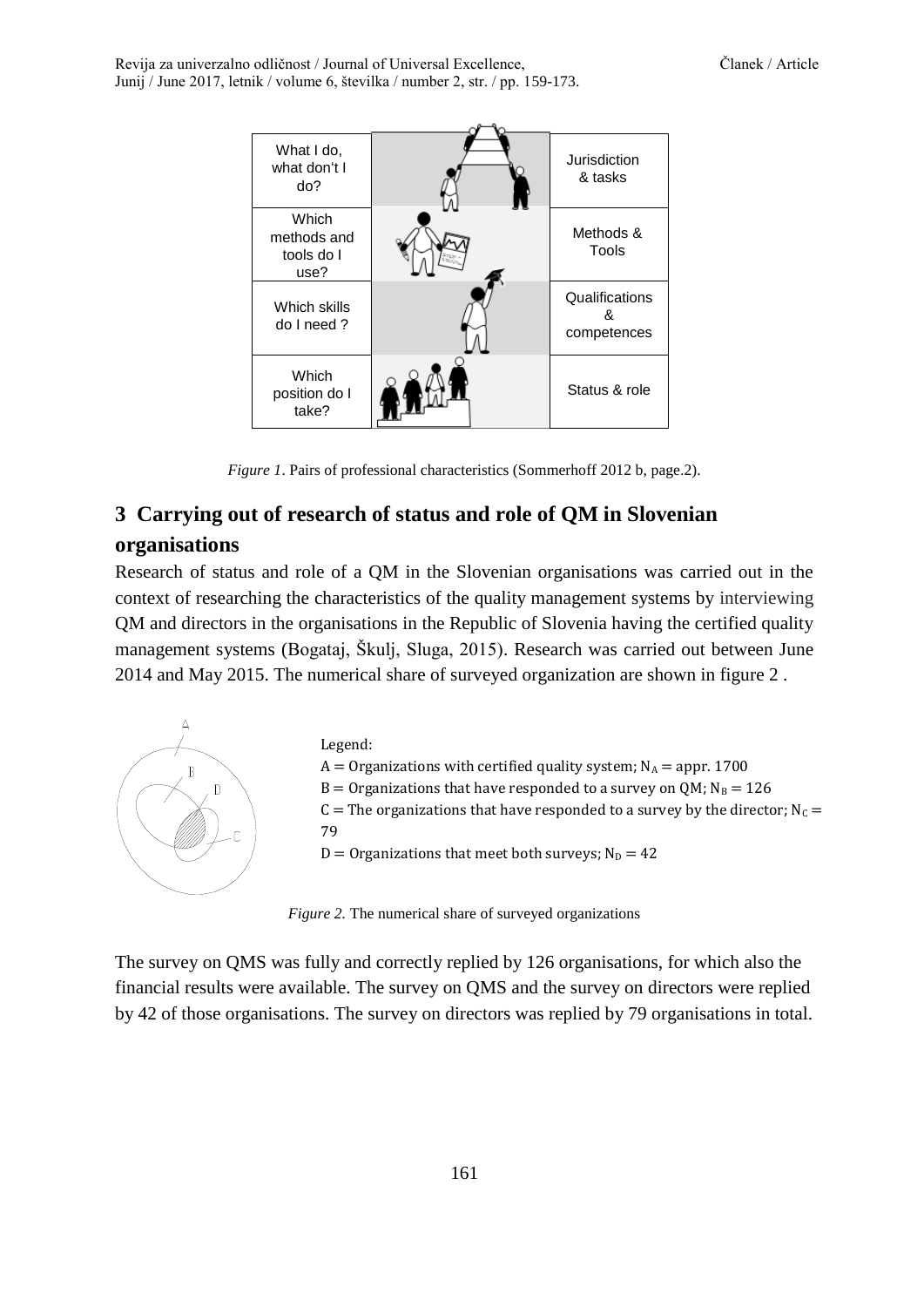| What I do, what don't I do? | | Jurisdiction & tasks |
|---|---|---|
| Which methods and tools do I use? | | Methods & Tools |
| Which skills do I need ? | | Qualifications & competences |
| Which position do I take? | | Status & role |

*Figure 1*. Pairs of professional characteristics (Sommerhoff 2012 b, page.2).

## 3 Carrying out of research of status and role of QM in Slovenian organisations

Research of status and role of a QM in the Slovenian organisations was carried out in the context of researching the characteristics of the quality management systems by interviewing QM and directors in the organisations in the Republic of Slovenia having the certified quality management systems (Bogataj, Škulj, Sluga, 2015). Research was carried out between June 2014 and May 2015. The numerical share of surveyed organization are shown in figure 2 .

Legend:
A = Organizations with certified quality system; $N_A$ = appr. 1700
B = Organizations that have responded to a survey on QM; $N_B = 126$
C = The organizations that have responded to a survey by the director; $N_C = 79$
D = Organizations that meet both surveys; $N_D = 42$

*Figure 2.* The numerical share of surveyed organizations

The survey on QMS was fully and correctly replied by 126 organisations, for which also the financial results were available. The survey on QMS and the survey on directors were replied by 42 of those organisations. The survey on directors was replied by 79 organisations in total.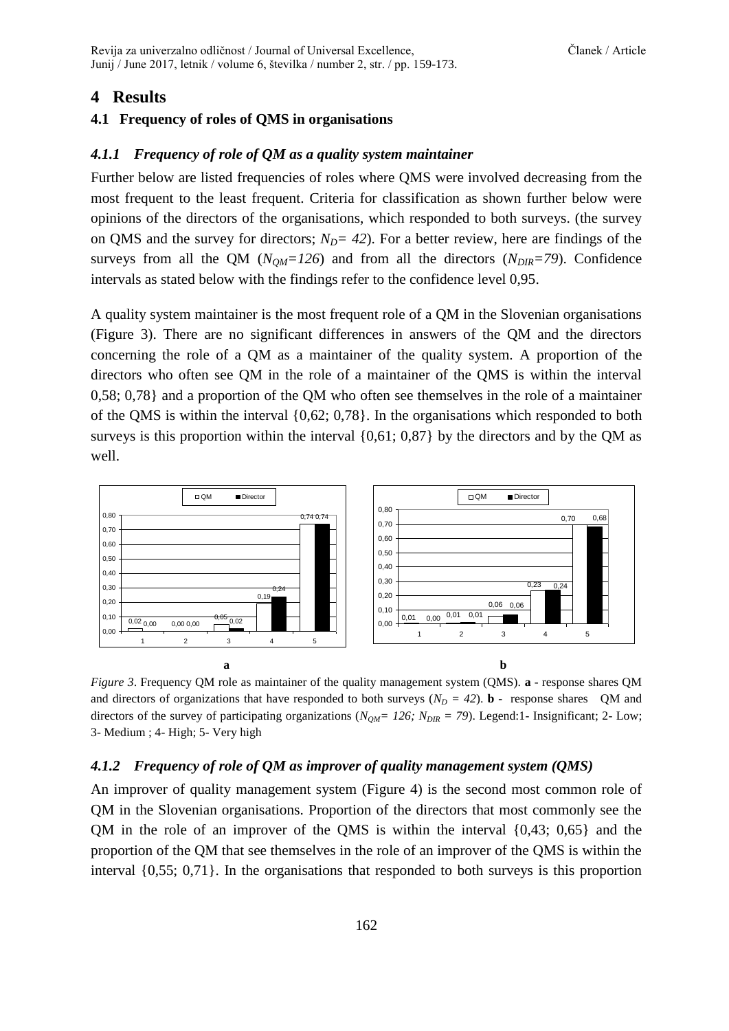# 4 Results

## 4.1 Frequency of roles of QMS in organisations

### *4.1.1 Frequency of role of QM as a quality system maintainer*

Further below are listed frequencies of roles where QMS were involved decreasing from the most frequent to the least frequent. Criteria for classification as shown further below were opinions of the directors of the organisations, which responded to both surveys. (the survey on QMS and the survey for directors; $N_D = 42$). For a better review, here are findings of the surveys from all the QM ($N_{QM}=126$) and from all the directors ($N_{DIR}=79$). Confidence intervals as stated below with the findings refer to the confidence level 0,95.

A quality system maintainer is the most frequent role of a QM in the Slovenian organisations (Figure 3). There are no significant differences in answers of the QM and the directors concerning the role of a QM as a maintainer of the quality system. A proportion of the directors who often see QM in the role of a maintainer of the QMS is within the interval 0,58; 0,78} and a proportion of the QM who often see themselves in the role of a maintainer of the QMS is within the interval {0,62; 0,78}. In the organisations which responded to both surveys is this proportion within the interval {0,61; 0,87} by the directors and by the QM as well.

**a** **b**

*Figure 3*. Frequency QM role as maintainer of the quality management system (QMS). **a** - response shares QM and directors of organizations that have responded to both surveys ($N_D = 42$). **b** - response shares QM and directors of the survey of participating organizations ($N_{QM} = 126; N_{DIR} = 79$). Legend:1- Insignificant; 2- Low; 3- Medium ; 4- High; 5- Very high

### *4.1.2 Frequency of role of QM as improver of quality management system (QMS)*

An improver of quality management system (Figure 4) is the second most common role of QM in the Slovenian organisations. Proportion of the directors that most commonly see the QM in the role of an improver of the QMS is within the interval {0,43; 0,65} and the proportion of the QM that see themselves in the role of an improver of the QMS is within the interval {0,55; 0,71}. In the organisations that responded to both surveys is this proportion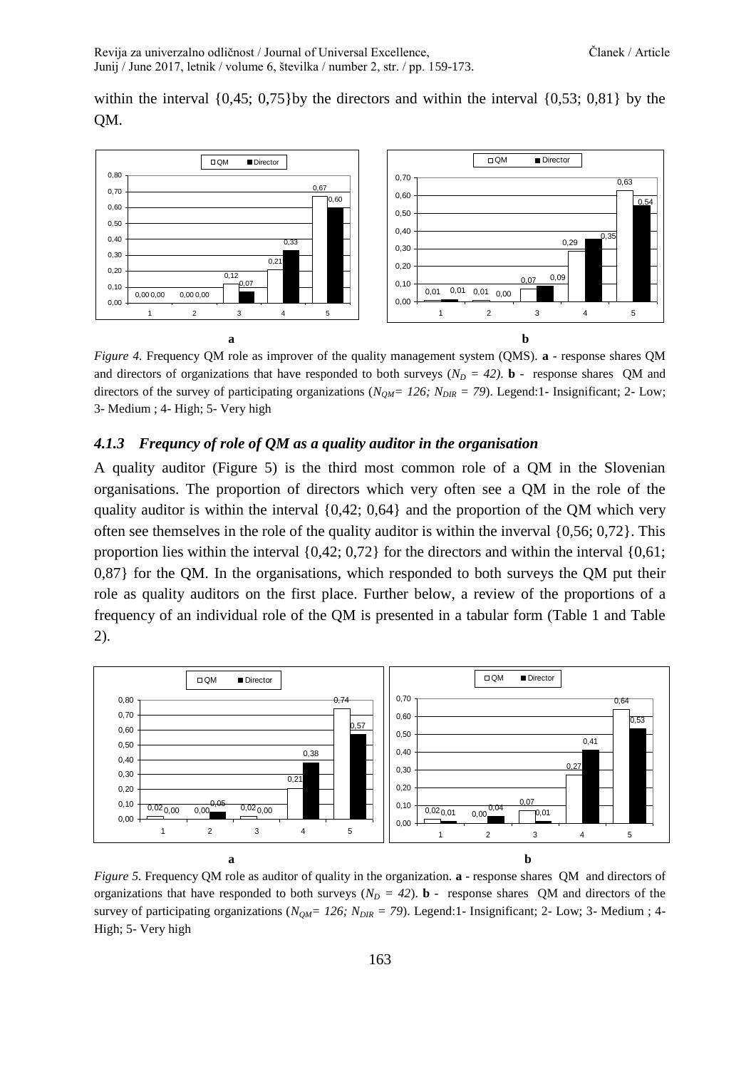within the interval {0,45; 0,75}by the directors and within the interval {0,53; 0,81} by the QM.

*Figure 4.* Frequency QM role as improver of the quality management system (QMS). **a** - response shares QM and directors of organizations that have responded to both surveys ($N_D$ = *42*). **b** - response shares QM and directors of the survey of participating organizations ($N_{QM}$= *126;* $N_{DIR}$ = *79*). Legend:1- Insignificant; 2- Low; 3- Medium ; 4- High; 5- Very high

### *4.1.3 Frequncy of role of QM as a quality auditor in the organisation*

A quality auditor (Figure 5) is the third most common role of a QM in the Slovenian organisations. The proportion of directors which very often see a QM in the role of the quality auditor is within the interval {0,42; 0,64} and the proportion of the QM which very often see themselves in the role of the quality auditor is within the inverval {0,56; 0,72}. This proportion lies within the interval {0,42; 0,72} for the directors and within the interval {0,61; 0,87} for the QM. In the organisations, which responded to both surveys the QM put their role as quality auditors on the first place. Further below, a review of the proportions of a frequency of an individual role of the QM is presented in a tabular form (Table 1 and Table 2).

*Figure 5.* Frequency QM role as auditor of quality in the organization. **a** - response shares QM and directors of organizations that have responded to both surveys ($N_D$ = *42*). **b** - response shares QM and directors of the survey of participating organizations ($N_{QM}$= *126;* $N_{DIR}$ = *79*). Legend:1- Insignificant; 2- Low; 3- Medium ; 4- High; 5- Very high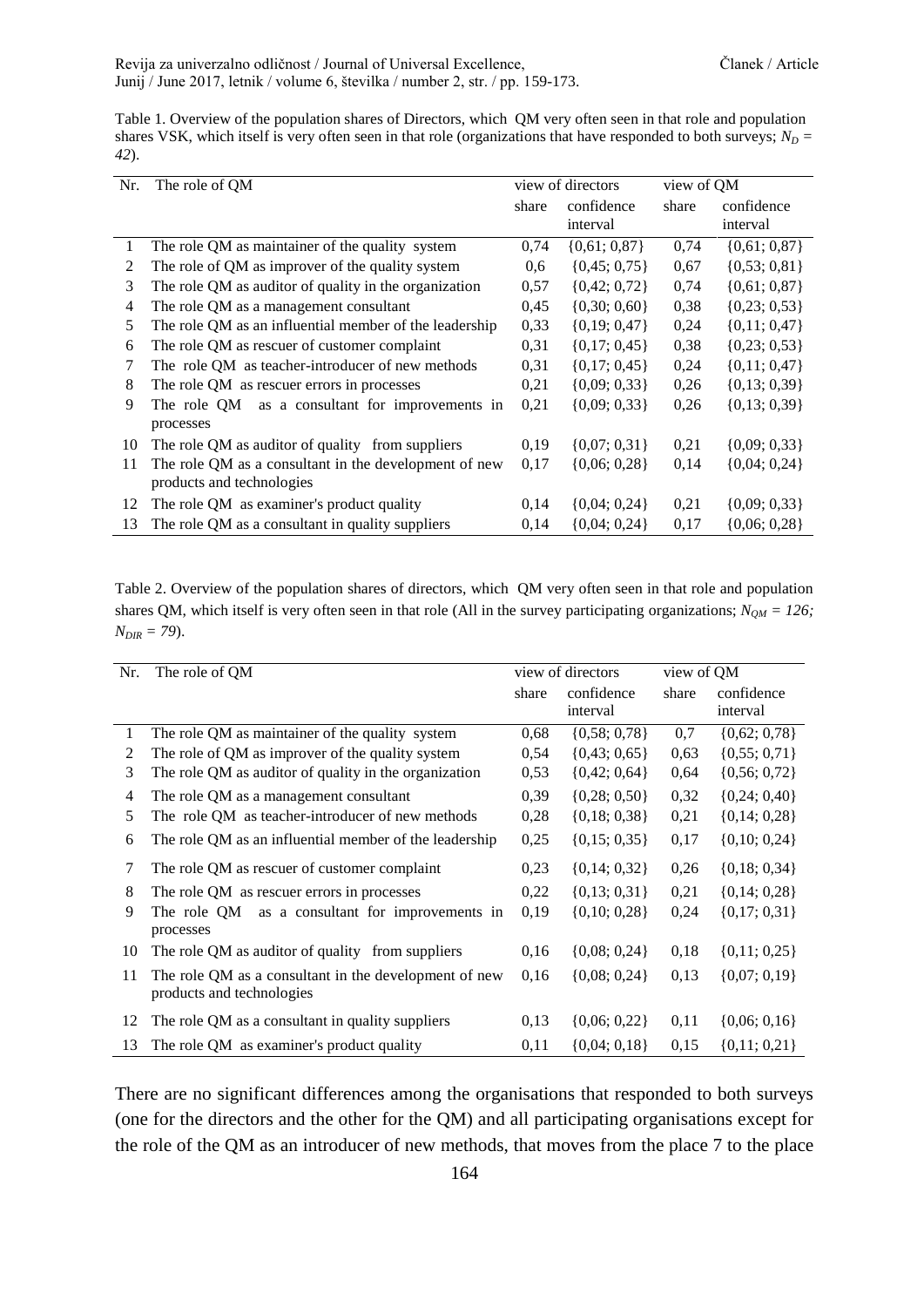Table 1. Overview of the population shares of Directors, which QM very often seen in that role and population shares VSK, which itself is very often seen in that role (organizations that have responded to both surveys; $N_D = 42$).

| Nr. | The role of QM | view of directors | | view of QM | |
|---|---|---|---|---|---|
| | | share | confidence interval | share | confidence interval |
| 1 | The role QM as maintainer of the quality system | 0,74 | {0,61; 0,87} | 0,74 | {0,61; 0,87} |
| 2 | The role of QM as improver of the quality system | 0,6 | {0,45; 0,75} | 0,67 | {0,53; 0,81} |
| 3 | The role QM as auditor of quality in the organization | 0,57 | {0,42; 0,72} | 0,74 | {0,61; 0,87} |
| 4 | The role QM as a management consultant | 0,45 | {0,30; 0,60} | 0,38 | {0,23; 0,53} |
| 5 | The role QM as an influential member of the leadership | 0,33 | {0,19; 0,47} | 0,24 | {0,11; 0,47} |
| 6 | The role QM as rescuer of customer complaint | 0,31 | {0,17; 0,45} | 0,38 | {0,23; 0,53} |
| 7 | The role QM as teacher-introducer of new methods | 0,31 | {0,17; 0,45} | 0,24 | {0,11; 0,47} |
| 8 | The role QM as rescuer errors in processes | 0,21 | {0,09; 0,33} | 0,26 | {0,13; 0,39} |
| 9 | The role QM as a consultant for improvements in processes | 0,21 | {0,09; 0,33} | 0,26 | {0,13; 0,39} |
| 10 | The role QM as auditor of quality from suppliers | 0,19 | {0,07; 0,31} | 0,21 | {0,09; 0,33} |
| 11 | The role QM as a consultant in the development of new products and technologies | 0,17 | {0,06; 0,28} | 0,14 | {0,04; 0,24} |
| 12 | The role QM as examiner's product quality | 0,14 | {0,04; 0,24} | 0,21 | {0,09; 0,33} |
| 13 | The role QM as a consultant in quality suppliers | 0,14 | {0,04; 0,24} | 0,17 | {0,06; 0,28} |

Table 2. Overview of the population shares of directors, which QM very often seen in that role and population shares QM, which itself is very often seen in that role (All in the survey participating organizations; $N_{QM} = 126$; $N_{DIR} = 79$).

| Nr. | The role of QM | view of directors | | view of QM | |
|---|---|---|---|---|---|
| | | share | confidence interval | share | confidence interval |
| 1 | The role QM as maintainer of the quality system | 0,68 | {0,58; 0,78} | 0,7 | {0,62; 0,78} |
| 2 | The role of QM as improver of the quality system | 0,54 | {0,43; 0,65} | 0,63 | {0,55; 0,71} |
| 3 | The role QM as auditor of quality in the organization | 0,53 | {0,42; 0,64} | 0,64 | {0,56; 0,72} |
| 4 | The role QM as a management consultant | 0,39 | {0,28; 0,50} | 0,32 | {0,24; 0,40} |
| 5 | The role QM as teacher-introducer of new methods | 0,28 | {0,18; 0,38} | 0,21 | {0,14; 0,28} |
| 6 | The role QM as an influential member of the leadership | 0,25 | {0,15; 0,35} | 0,17 | {0,10; 0,24} |
| 7 | The role QM as rescuer of customer complaint | 0,23 | {0,14; 0,32} | 0,26 | {0,18; 0,34} |
| 8 | The role QM as rescuer errors in processes | 0,22 | {0,13; 0,31} | 0,21 | {0,14; 0,28} |
| 9 | The role QM as a consultant for improvements in processes | 0,19 | {0,10; 0,28} | 0,24 | {0,17; 0,31} |
| 10 | The role QM as auditor of quality from suppliers | 0,16 | {0,08; 0,24} | 0,18 | {0,11; 0,25} |
| 11 | The role QM as a consultant in the development of new products and technologies | 0,16 | {0,08; 0,24} | 0,13 | {0,07; 0,19} |
| 12 | The role QM as a consultant in quality suppliers | 0,13 | {0,06; 0,22} | 0,11 | {0,06; 0,16} |
| 13 | The role QM as examiner's product quality | 0,11 | {0,04; 0,18} | 0,15 | {0,11; 0,21} |

There are no significant differences among the organisations that responded to both surveys (one for the directors and the other for the QM) and all participating organisations except for the role of the QM as an introducer of new methods, that moves from the place 7 to the place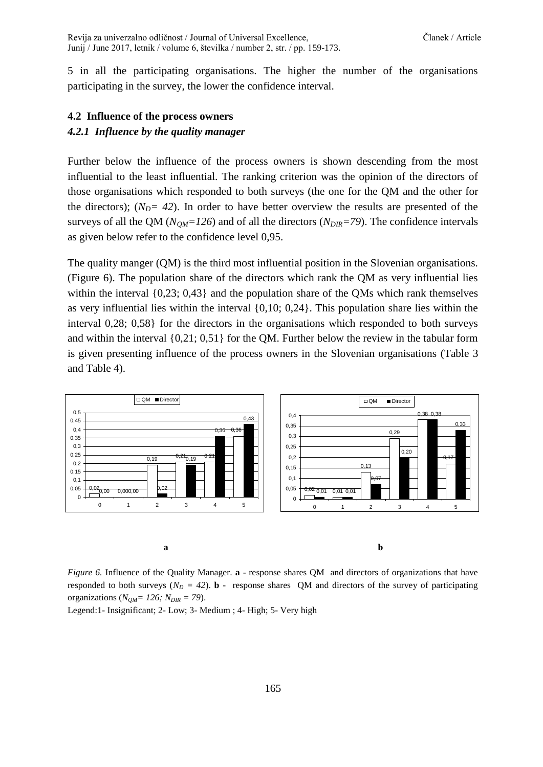5 in all the participating organisations. The higher the number of the organisations participating in the survey, the lower the confidence interval.

## 4.2 Influence of the process owners

### *4.2.1 Influence by the quality manager*

Further below the influence of the process owners is shown descending from the most influential to the least influential. The ranking criterion was the opinion of the directors of those organisations which responded to both surveys (the one for the QM and the other for the directors); ($N_D = 42$). In order to have better overview the results are presented of the surveys of all the QM ($N_{QM}=126$) and of all the directors ($N_{DIR}=79$). The confidence intervals as given below refer to the confidence level 0,95.

The quality manger (QM) is the third most influential position in the Slovenian organisations. (Figure 6). The population share of the directors which rank the QM as very influential lies within the interval {0,23; 0,43} and the population share of the QMs which rank themselves as very influential lies within the interval {0,10; 0,24}. This population share lies within the interval 0,28; 0,58} for the directors in the organisations which responded to both surveys and within the interval {0,21; 0,51} for the QM. Further below the review in the tabular form is given presenting influence of the process owners in the Slovenian organisations (Table 3 and Table 4).

a | b

*Figure 6.* Influence of the Quality Manager. **a** - response shares QM and directors of organizations that have responded to both surveys ($N_D = 42$). **b** - response shares QM and directors of the survey of participating organizations ($N_{QM}= 126; N_{DIR} = 79$).

Legend:1- Insignificant; 2- Low; 3- Medium ; 4- High; 5- Very high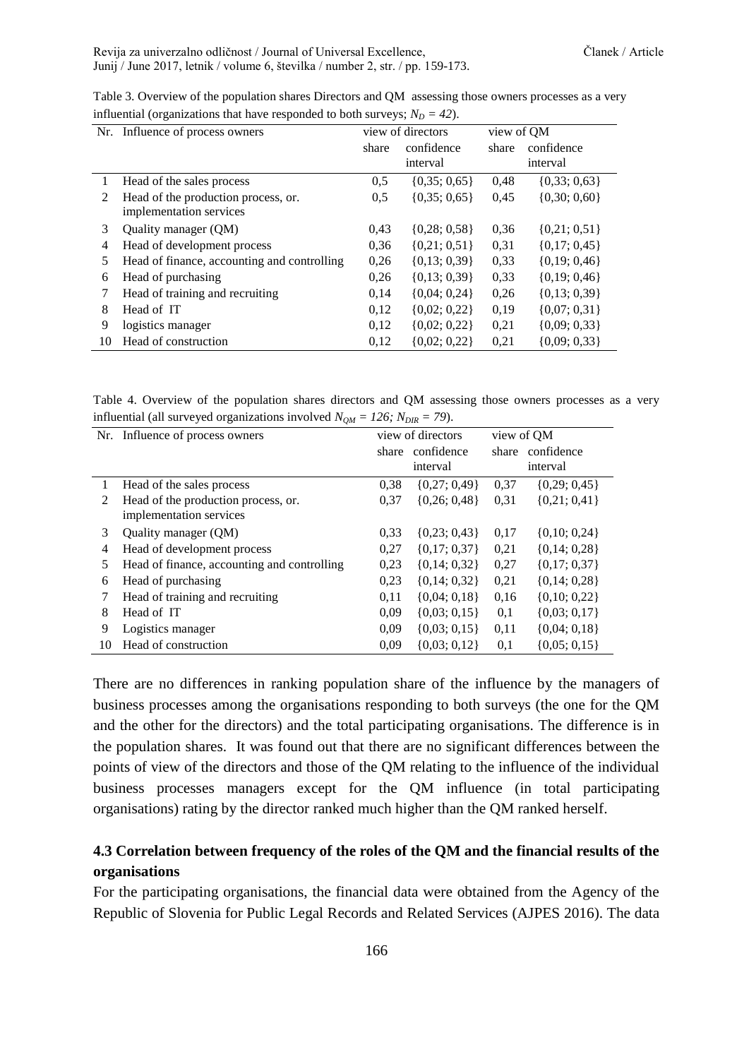Table 3. Overview of the population shares Directors and QM assessing those owners processes as a very influential (organizations that have responded to both surveys; $N_D = 42$).

| Nr. | Influence of process owners | view of directors | | view of QM | |
|---|---|---|---|---|---|
| | | share | confidence interval | share | confidence interval |
| 1 | Head of the sales process | 0,5 | {0,35; 0,65} | 0,48 | {0,33; 0,63} |
| 2 | Head of the production process, or. implementation services | 0,5 | {0,35; 0,65} | 0,45 | {0,30; 0,60} |
| 3 | Quality manager (QM) | 0,43 | {0,28; 0,58} | 0,36 | {0,21; 0,51} |
| 4 | Head of development process | 0,36 | {0,21; 0,51} | 0,31 | {0,17; 0,45} |
| 5 | Head of finance, accounting and controlling | 0,26 | {0,13; 0,39} | 0,33 | {0,19; 0,46} |
| 6 | Head of purchasing | 0,26 | {0,13; 0,39} | 0,33 | {0,19; 0,46} |
| 7 | Head of training and recruiting | 0,14 | {0,04; 0,24} | 0,26 | {0,13; 0,39} |
| 8 | Head of IT | 0,12 | {0,02; 0,22} | 0,19 | {0,07; 0,31} |
| 9 | logistics manager | 0,12 | {0,02; 0,22} | 0,21 | {0,09; 0,33} |
| 10 | Head of construction | 0,12 | {0,02; 0,22} | 0,21 | {0,09; 0,33} |

Table 4. Overview of the population shares directors and QM assessing those owners processes as a very influential (all surveyed organizations involved $N_{QM} = 126$; $N_{DIR} = 79$).

| Nr. | Influence of process owners | view of directors | | view of QM | |
|---|---|---|---|---|---|
| | | share | confidence interval | share | confidence interval |
| 1 | Head of the sales process | 0,38 | {0,27; 0,49} | 0,37 | {0,29; 0,45} |
| 2 | Head of the production process, or. implementation services | 0,37 | {0,26; 0,48} | 0,31 | {0,21; 0,41} |
| 3 | Quality manager (QM) | 0,33 | {0,23; 0,43} | 0,17 | {0,10; 0,24} |
| 4 | Head of development process | 0,27 | {0,17; 0,37} | 0,21 | {0,14; 0,28} |
| 5 | Head of finance, accounting and controlling | 0,23 | {0,14; 0,32} | 0,27 | {0,17; 0,37} |
| 6 | Head of purchasing | 0,23 | {0,14; 0,32} | 0,21 | {0,14; 0,28} |
| 7 | Head of training and recruiting | 0,11 | {0,04; 0,18} | 0,16 | {0,10; 0,22} |
| 8 | Head of IT | 0,09 | {0,03; 0,15} | 0,1 | {0,03; 0,17} |
| 9 | Logistics manager | 0,09 | {0,03; 0,15} | 0,11 | {0,04; 0,18} |
| 10 | Head of construction | 0,09 | {0,03; 0,12} | 0,1 | {0,05; 0,15} |

There are no differences in ranking population share of the influence by the managers of business processes among the organisations responding to both surveys (the one for the QM and the other for the directors) and the total participating organisations. The difference is in the population shares. It was found out that there are no significant differences between the points of view of the directors and those of the QM relating to the influence of the individual business processes managers except for the QM influence (in total participating organisations) rating by the director ranked much higher than the QM ranked herself.

## 4.3 Correlation between frequency of the roles of the QM and the financial results of the organisations

For the participating organisations, the financial data were obtained from the Agency of the Republic of Slovenia for Public Legal Records and Related Services (AJPES 2016). The data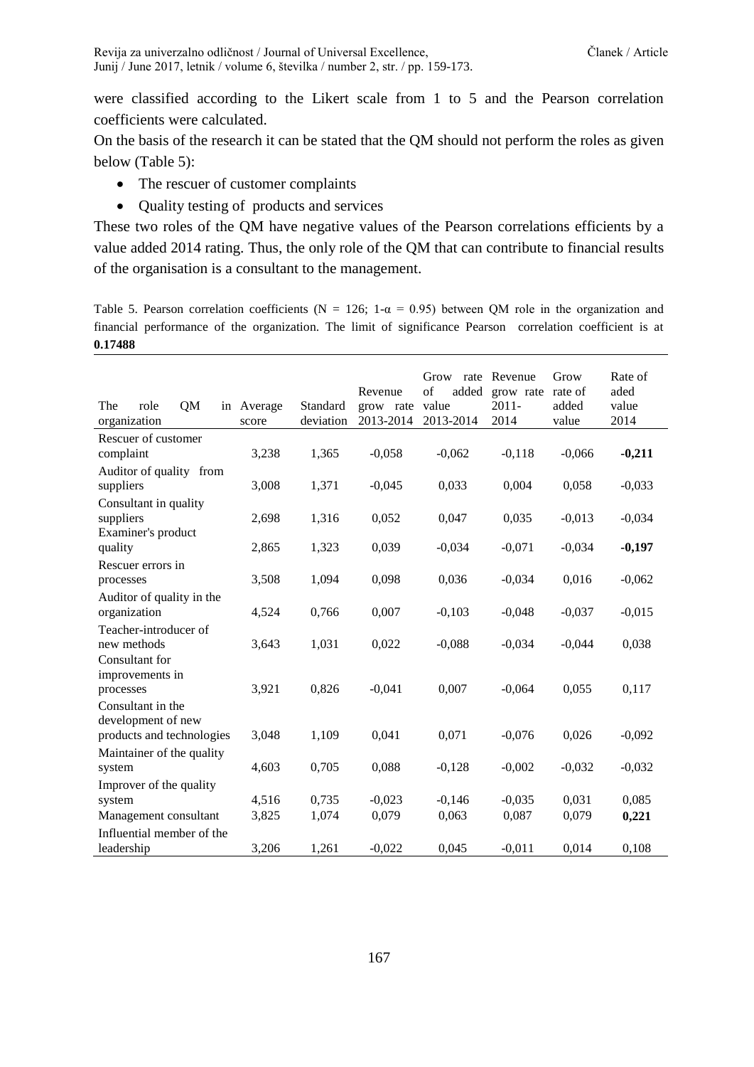were classified according to the Likert scale from 1 to 5 and the Pearson correlation coefficients were calculated.

On the basis of the research it can be stated that the QM should not perform the roles as given below (Table 5):

- The rescuer of customer complaints
- Quality testing of products and services

These two roles of the QM have negative values of the Pearson correlations efficients by a value added 2014 rating. Thus, the only role of the QM that can contribute to financial results of the organisation is a consultant to the management.

Table 5. Pearson correlation coefficients (N = 126; 1-α = 0.95) between QM role in the organization and financial performance of the organization. The limit of significance Pearson correlation coefficient is at **0.17488**

| The role QM in organization | Average score | Standard deviation | Revenue grow rate 2013-2014 | Grow rate of added value 2013-2014 | Revenue grow rate 2011-2014 | Grow rate of added value | Rate of aded value 2014 |
|---|---|---|---|---|---|---|---|
| Rescuer of customer complaint | 3,238 | 1,365 | -0,058 | -0,062 | -0,118 | -0,066 | **-0,211** |
| Auditor of quality from suppliers | 3,008 | 1,371 | -0,045 | 0,033 | 0,004 | 0,058 | -0,033 |
| Consultant in quality suppliers | 2,698 | 1,316 | 0,052 | 0,047 | 0,035 | -0,013 | -0,034 |
| Examiner's product quality | 2,865 | 1,323 | 0,039 | -0,034 | -0,071 | -0,034 | **-0,197** |
| Rescuer errors in processes | 3,508 | 1,094 | 0,098 | 0,036 | -0,034 | 0,016 | -0,062 |
| Auditor of quality in the organization | 4,524 | 0,766 | 0,007 | -0,103 | -0,048 | -0,037 | -0,015 |
| Teacher-introducer of new methods | 3,643 | 1,031 | 0,022 | -0,088 | -0,034 | -0,044 | 0,038 |
| Consultant for improvements in processes | 3,921 | 0,826 | -0,041 | 0,007 | -0,064 | 0,055 | 0,117 |
| Consultant in the development of new products and technologies | 3,048 | 1,109 | 0,041 | 0,071 | -0,076 | 0,026 | -0,092 |
| Maintainer of the quality system | 4,603 | 0,705 | 0,088 | -0,128 | -0,002 | -0,032 | -0,032 |
| Improver of the quality system | 4,516 | 0,735 | -0,023 | -0,146 | -0,035 | 0,031 | 0,085 |
| Management consultant | 3,825 | 1,074 | 0,079 | 0,063 | 0,087 | 0,079 | **0,221** |
| Influential member of the leadership | 3,206 | 1,261 | -0,022 | 0,045 | -0,011 | 0,014 | 0,108 |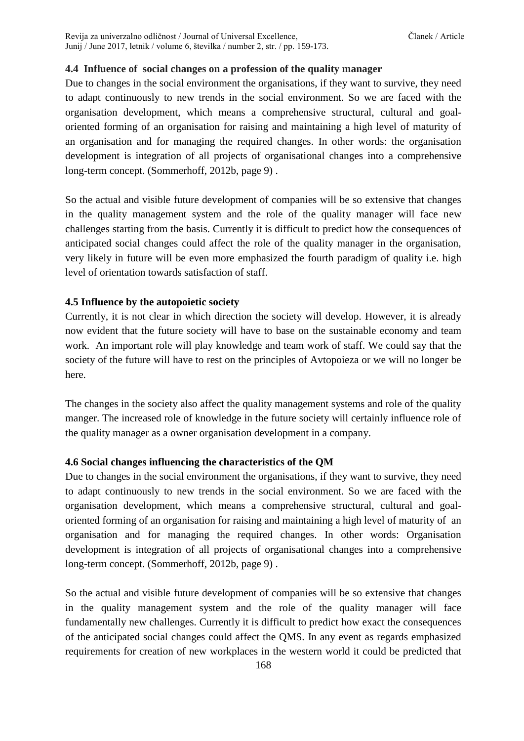### 4.4 Influence of social changes on a profession of the quality manager

Due to changes in the social environment the organisations, if they want to survive, they need to adapt continuously to new trends in the social environment. So we are faced with the organisation development, which means a comprehensive structural, cultural and goal-oriented forming of an organisation for raising and maintaining a high level of maturity of an organisation and for managing the required changes. In other words: the organisation development is integration of all projects of organisational changes into a comprehensive long-term concept. (Sommerhoff, 2012b, page 9) .

So the actual and visible future development of companies will be so extensive that changes in the quality management system and the role of the quality manager will face new challenges starting from the basis. Currently it is difficult to predict how the consequences of anticipated social changes could affect the role of the quality manager in the organisation, very likely in future will be even more emphasized the fourth paradigm of quality i.e. high level of orientation towards satisfaction of staff.

### 4.5 Influence by the autopoietic society

Currently, it is not clear in which direction the society will develop. However, it is already now evident that the future society will have to base on the sustainable economy and team work. An important role will play knowledge and team work of staff. We could say that the society of the future will have to rest on the principles of Avtopoieza or we will no longer be here.

The changes in the society also affect the quality management systems and role of the quality manger. The increased role of knowledge in the future society will certainly influence role of the quality manager as a owner organisation development in a company.

### 4.6 Social changes influencing the characteristics of the QM

Due to changes in the social environment the organisations, if they want to survive, they need to adapt continuously to new trends in the social environment. So we are faced with the organisation development, which means a comprehensive structural, cultural and goal-oriented forming of an organisation for raising and maintaining a high level of maturity of an organisation and for managing the required changes. In other words: Organisation development is integration of all projects of organisational changes into a comprehensive long-term concept. (Sommerhoff, 2012b, page 9) .

So the actual and visible future development of companies will be so extensive that changes in the quality management system and the role of the quality manager will face fundamentally new challenges. Currently it is difficult to predict how exact the consequences of the anticipated social changes could affect the QMS. In any event as regards emphasized requirements for creation of new workplaces in the western world it could be predicted that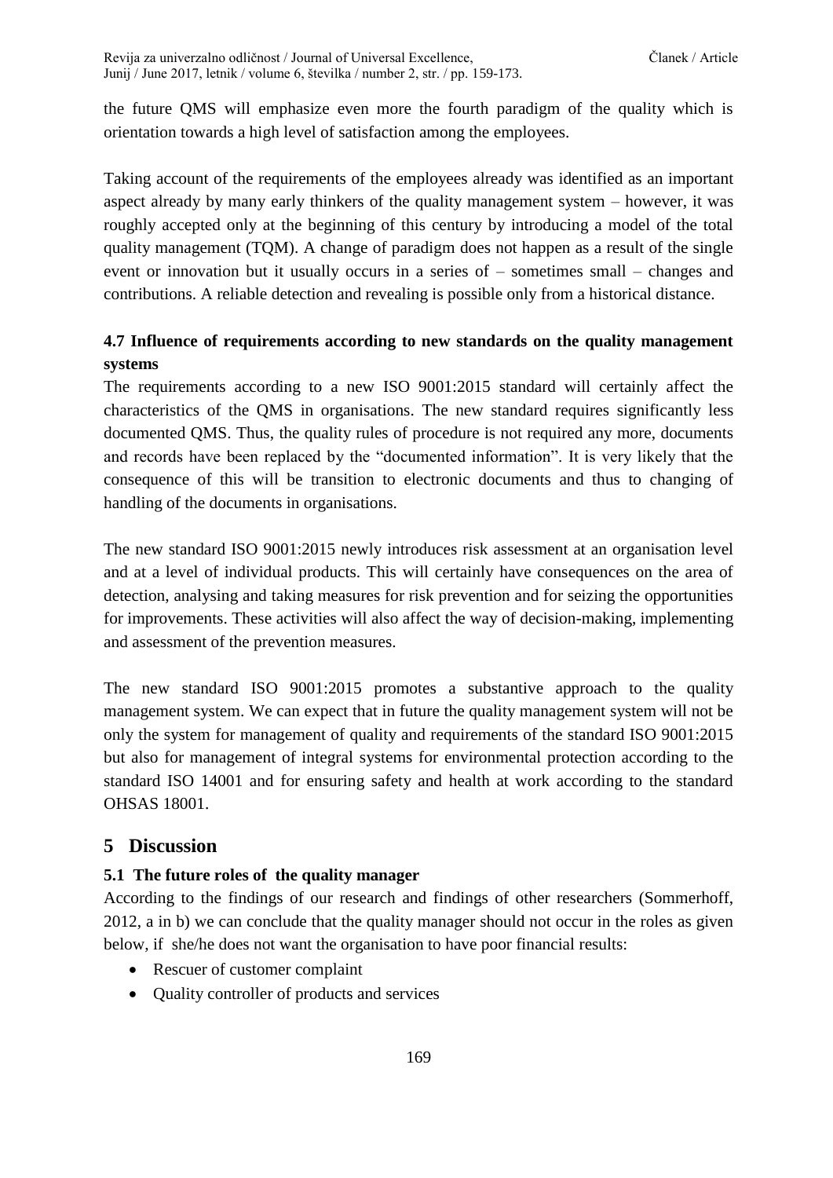the future QMS will emphasize even more the fourth paradigm of the quality which is orientation towards a high level of satisfaction among the employees.

Taking account of the requirements of the employees already was identified as an important aspect already by many early thinkers of the quality management system – however, it was roughly accepted only at the beginning of this century by introducing a model of the total quality management (TQM). A change of paradigm does not happen as a result of the single event or innovation but it usually occurs in a series of – sometimes small – changes and contributions. A reliable detection and revealing is possible only from a historical distance.

### 4.7 Influence of requirements according to new standards on the quality management systems

The requirements according to a new ISO 9001:2015 standard will certainly affect the characteristics of the QMS in organisations. The new standard requires significantly less documented QMS. Thus, the quality rules of procedure is not required any more, documents and records have been replaced by the "documented information". It is very likely that the consequence of this will be transition to electronic documents and thus to changing of handling of the documents in organisations.

The new standard ISO 9001:2015 newly introduces risk assessment at an organisation level and at a level of individual products. This will certainly have consequences on the area of detection, analysing and taking measures for risk prevention and for seizing the opportunities for improvements. These activities will also affect the way of decision-making, implementing and assessment of the prevention measures.

The new standard ISO 9001:2015 promotes a substantive approach to the quality management system. We can expect that in future the quality management system will not be only the system for management of quality and requirements of the standard ISO 9001:2015 but also for management of integral systems for environmental protection according to the standard ISO 14001 and for ensuring safety and health at work according to the standard OHSAS 18001.

## 5 Discussion

### 5.1 The future roles of the quality manager

According to the findings of our research and findings of other researchers (Sommerhoff, 2012, a in b) we can conclude that the quality manager should not occur in the roles as given below, if she/he does not want the organisation to have poor financial results:

- Rescuer of customer complaint
- Quality controller of products and services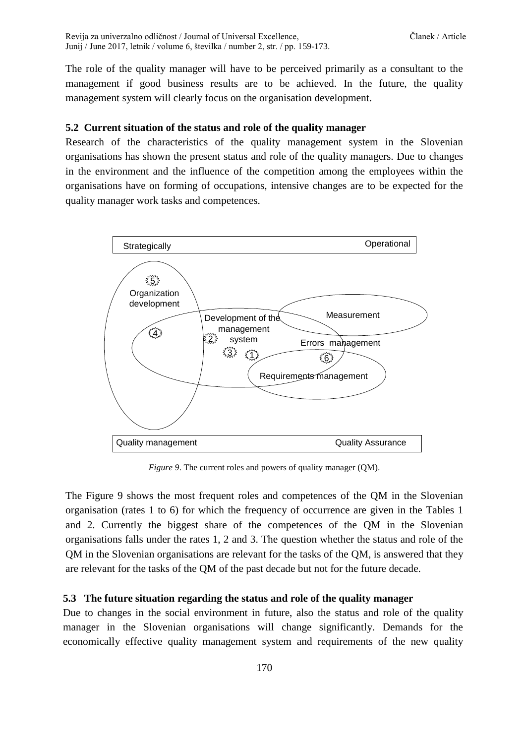The role of the quality manager will have to be perceived primarily as a consultant to the management if good business results are to be achieved. In the future, the quality management system will clearly focus on the organisation development.

### 5.2 Current situation of the status and role of the quality manager

Research of the characteristics of the quality management system in the Slovenian organisations has shown the present status and role of the quality managers. Due to changes in the environment and the influence of the competition among the employees within the organisations have on forming of occupations, intensive changes are to be expected for the quality manager work tasks and competences.

*Figure 9*. The current roles and powers of quality manager (QM).

The Figure 9 shows the most frequent roles and competences of the QM in the Slovenian organisation (rates 1 to 6) for which the frequency of occurrence are given in the Tables 1 and 2. Currently the biggest share of the competences of the QM in the Slovenian organisations falls under the rates 1, 2 and 3. The question whether the status and role of the QM in the Slovenian organisations are relevant for the tasks of the QM, is answered that they are relevant for the tasks of the QM of the past decade but not for the future decade.

### 5.3 The future situation regarding the status and role of the quality manager

Due to changes in the social environment in future, also the status and role of the quality manager in the Slovenian organisations will change significantly. Demands for the economically effective quality management system and requirements of the new quality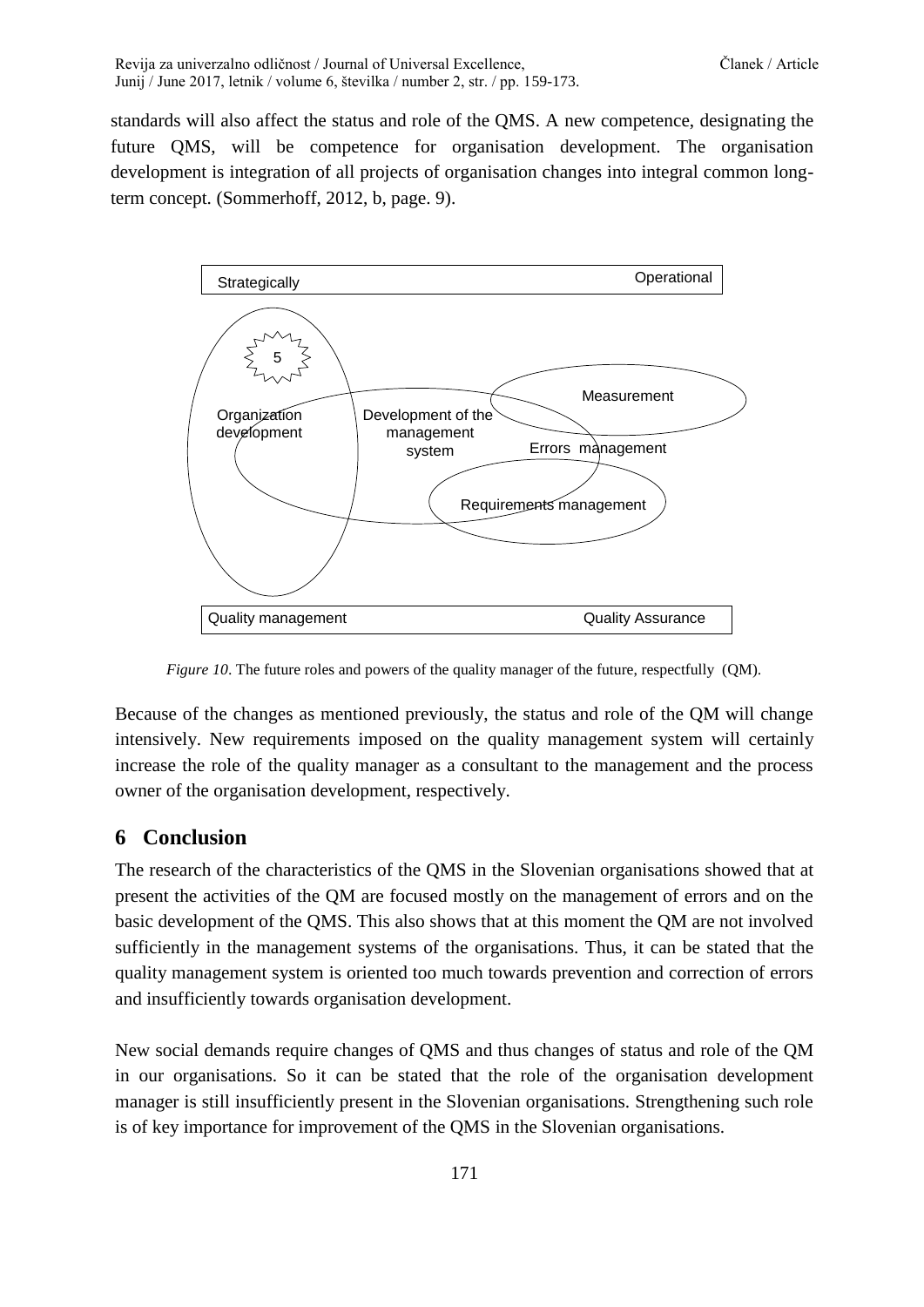standards will also affect the status and role of the QMS. A new competence, designating the future QMS, will be competence for organisation development. The organisation development is integration of all projects of organisation changes into integral common long-term concept. (Sommerhoff, 2012, b, page. 9).

*Figure 10*. The future roles and powers of the quality manager of the future, respectfully (QM).

Because of the changes as mentioned previously, the status and role of the QM will change intensively. New requirements imposed on the quality management system will certainly increase the role of the quality manager as a consultant to the management and the process owner of the organisation development, respectively.

## 6 Conclusion

The research of the characteristics of the QMS in the Slovenian organisations showed that at present the activities of the QM are focused mostly on the management of errors and on the basic development of the QMS. This also shows that at this moment the QM are not involved sufficiently in the management systems of the organisations. Thus, it can be stated that the quality management system is oriented too much towards prevention and correction of errors and insufficiently towards organisation development.

New social demands require changes of QMS and thus changes of status and role of the QM in our organisations. So it can be stated that the role of the organisation development manager is still insufficiently present in the Slovenian organisations. Strengthening such role is of key importance for improvement of the QMS in the Slovenian organisations.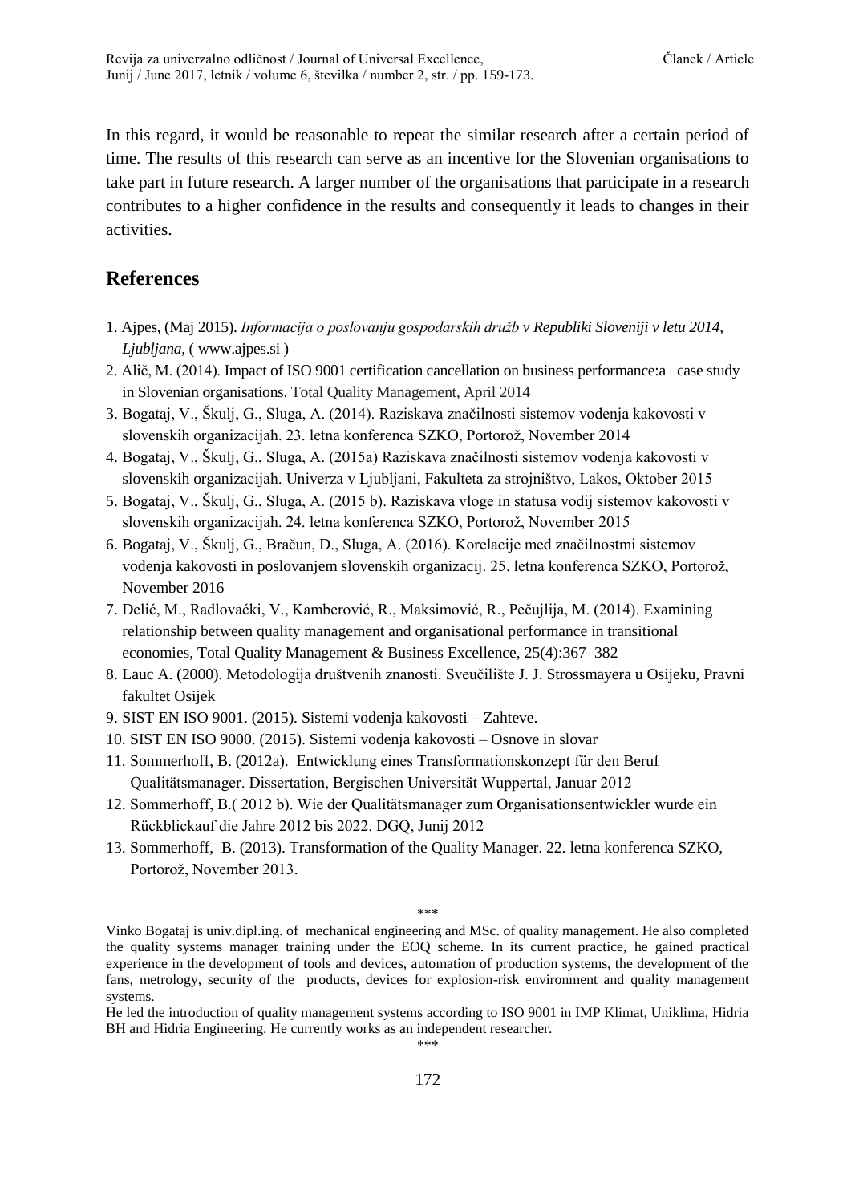In this regard, it would be reasonable to repeat the similar research after a certain period of time. The results of this research can serve as an incentive for the Slovenian organisations to take part in future research. A larger number of the organisations that participate in a research contributes to a higher confidence in the results and consequently it leads to changes in their activities.

## References

1. Ajpes, (Maj 2015). *Informacija o poslovanju gospodarskih družb v Republiki Sloveniji v letu 2014, Ljubljana*, ( www.ajpes.si )
2. Alič, M. (2014). Impact of ISO 9001 certification cancellation on business performance:a case study in Slovenian organisations. Total Quality Management, April 2014
3. Bogataj, V., Škulj, G., Sluga, A. (2014). Raziskava značilnosti sistemov vodenja kakovosti v slovenskih organizacijah. 23. letna konferenca SZKO, Portorož, November 2014
4. Bogataj, V., Škulj, G., Sluga, A. (2015a) Raziskava značilnosti sistemov vodenja kakovosti v slovenskih organizacijah. Univerza v Ljubljani, Fakulteta za strojništvo, Lakos, Oktober 2015
5. Bogataj, V., Škulj, G., Sluga, A. (2015 b). Raziskava vloge in statusa vodij sistemov kakovosti v slovenskih organizacijah. 24. letna konferenca SZKO, Portorož, November 2015
6. Bogataj, V., Škulj, G., Bračun, D., Sluga, A. (2016). Korelacije med značilnostmi sistemov vodenja kakovosti in poslovanjem slovenskih organizacij. 25. letna konferenca SZKO, Portorož, November 2016
7. Delić, M., Radlovaćki, V., Kamberović, R., Maksimović, R., Pečujlija, M. (2014). Examining relationship between quality management and organisational performance in transitional economies, Total Quality Management & Business Excellence, 25(4):367–382
8. Lauc A. (2000). Metodologija društvenih znanosti. Sveučilište J. J. Strossmayera u Osijeku, Pravni fakultet Osijek
9. SIST EN ISO 9001. (2015). Sistemi vodenja kakovosti – Zahteve.
10. SIST EN ISO 9000. (2015). Sistemi vodenja kakovosti – Osnove in slovar
11. Sommerhoff, B. (2012a). Entwicklung eines Transformationskonzept für den Beruf Qualitätsmanager. Dissertation, Bergischen Universität Wuppertal, Januar 2012
12. Sommerhoff, B.( 2012 b). Wie der Qualitätsmanager zum Organisationsentwickler wurde ein Rückblickauf die Jahre 2012 bis 2022. DGQ, Junij 2012
13. Sommerhoff, B. (2013). Transformation of the Quality Manager. 22. letna konferenca SZKO, Portorož, November 2013.

\*\*\*

Vinko Bogataj is univ.dipl.ing. of mechanical engineering and MSc. of quality management. He also completed the quality systems manager training under the EOQ scheme. In its current practice, he gained practical experience in the development of tools and devices, automation of production systems, the development of the fans, metrology, security of the products, devices for explosion-risk environment and quality management systems.

He led the introduction of quality management systems according to ISO 9001 in IMP Klimat, Uniklima, Hidria BH and Hidria Engineering. He currently works as an independent researcher.

\*\*\*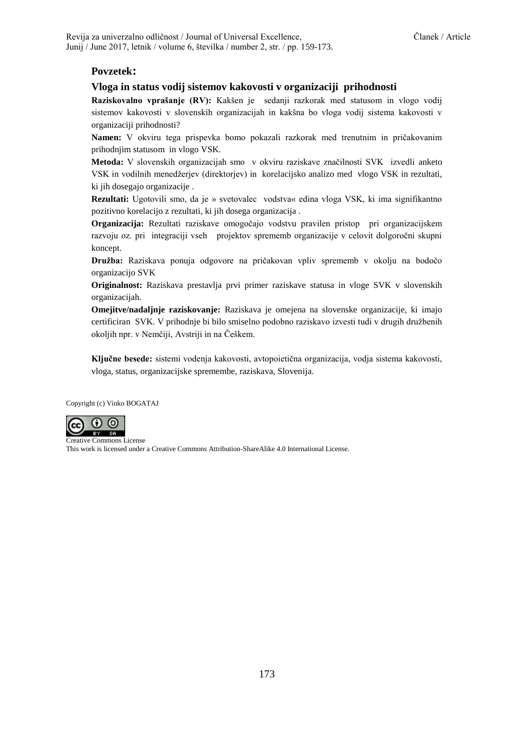## Povzetek:

### Vloga in status vodij sistemov kakovosti v organizaciji prihodnosti

**Raziskovalno vprašanje (RV):** Kakšen je sedanji razkorak med statusom in vlogo vodij sistemov kakovosti v slovenskih organizacijah in kakšna bo vloga vodij sistema kakovosti v organizaciji prihodnosti?

**Namen:** V okviru tega prispevka bomo pokazali razkorak med trenutnim in pričakovanim prihodnjim statusom in vlogo VSK.

**Metoda:** V slovenskih organizacijah smo v okviru raziskave značilnosti SVK izvedli anketo VSK in vodilnih menedžerjev (direktorjev) in korelacijsko analizo med vlogo VSK in rezultati, ki jih dosegajo organizacije .

**Rezultati:** Ugotovili smo, da je » svetovalec vodstva« edina vloga VSK, ki ima signifikantno pozitivno korelacijo z rezultati, ki jih dosega organizacija .

**Organizacija:** Rezultati raziskave omogočajo vodstvu pravilen pristop pri organizacijskem razvoju oz. pri integraciji vseh projektov sprememb organizacije v celovit dolgoročni skupni koncept.

**Družba:** Raziskava ponuja odgovore na pričakovan vpliv sprememb v okolju na bodočo organizacijo SVK

**Originalnost:** Raziskava prestavlja prvi primer raziskave statusa in vloge SVK v slovenskih organizacijah.

**Omejitve/nadaljnje raziskovanje:** Raziskava je omejena na slovenske organizacije, ki imajo certificiran SVK. V prihodnje bi bilo smiselno podobno raziskavo izvesti tudi v drugih družbenih okoljih npr. v Nemčiji, Avstriji in na Češkem.

**Ključne besede:** sistemi vodenja kakovosti, avtopoietična organizacija, vodja sistema kakovosti, vloga, status, organizacijske spremembe, raziskava, Slovenija.

Copyright (c) Vinko BOGATAJ

Creative Commons License
This work is licensed under a Creative Commons Attribution-ShareAlike 4.0 International License.